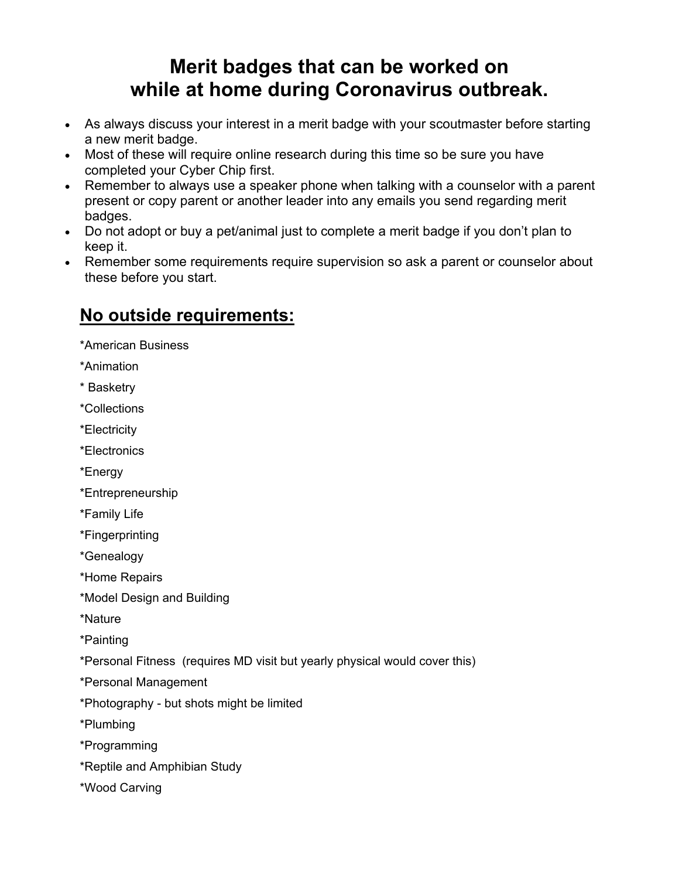# Merit badges that can be worked on while at home during Coronavirus outbreak.

- As always discuss your interest in a merit badge with your scoutmaster before starting a new merit badge.
- Most of these will require online research during this time so be sure you have completed your Cyber Chip first.
- Remember to always use a speaker phone when talking with a counselor with a parent present or copy parent or another leader into any emails you send regarding merit badges.
- Do not adopt or buy a pet/animal just to complete a merit badge if you don't plan to keep it.
- Remember some requirements require supervision so ask a parent or counselor about these before you start.

## <u>No outside requirements:</u>

*American Business

*Animation

* Basketry

*Collections

*Electricity

*Electronics

*Energy

*Entrepreneurship

*Family Life

*Fingerprinting

*Genealogy

*Home Repairs

*Model Design and Building

*Nature

*Painting

*Personal Fitness (requires MD visit but yearly physical would cover this)

*Personal Management

*Photography - but shots might be limited

*Plumbing

*Programming

*Reptile and Amphibian Study

*Wood Carving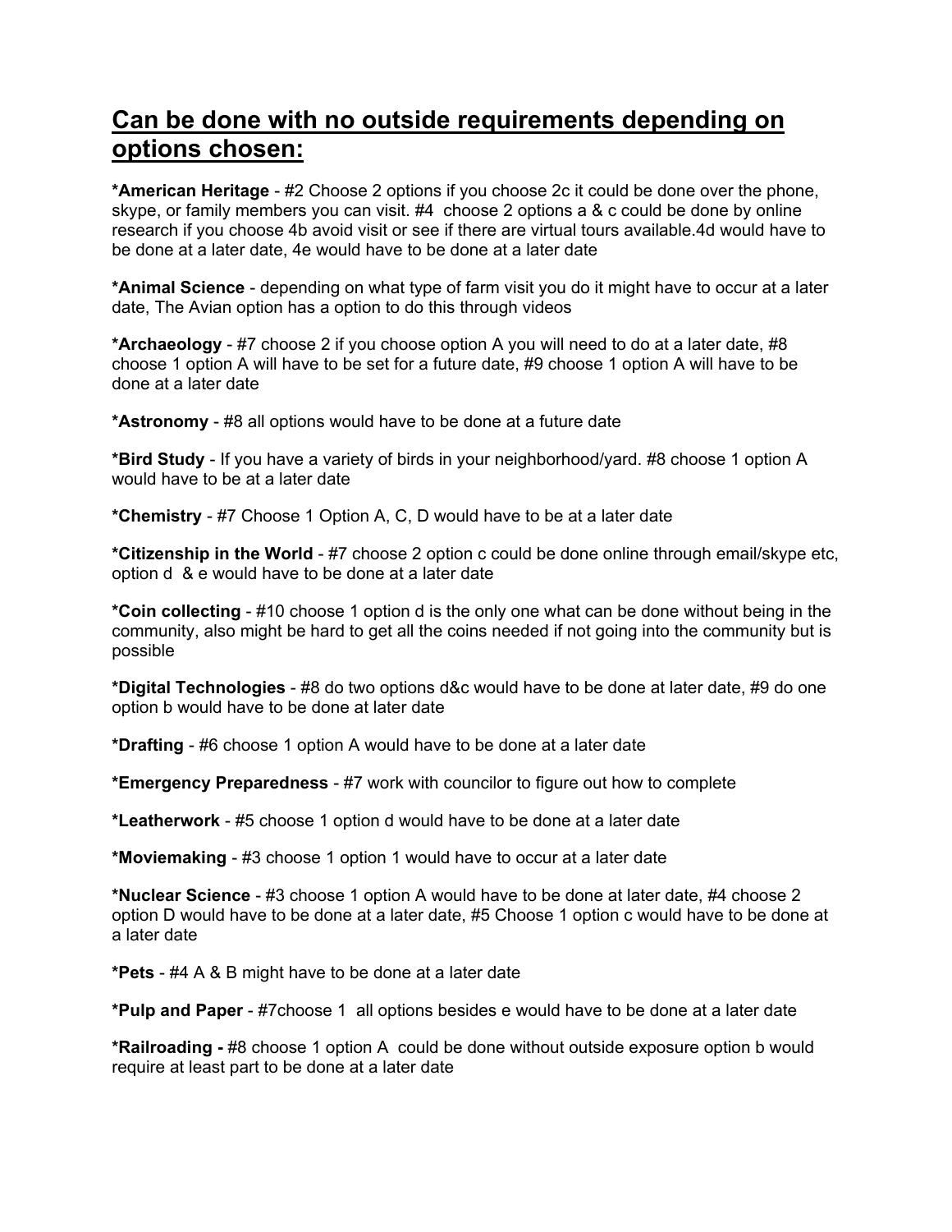## Can be done with no outside requirements depending on options chosen:

***American Heritage** - #2 Choose 2 options if you choose 2c it could be done over the phone, skype, or family members you can visit. #4  choose 2 options a & c could be done by online research if you choose 4b avoid visit or see if there are virtual tours available.4d would have to be done at a later date, 4e would have to be done at a later date

***Animal Science** - depending on what type of farm visit you do it might have to occur at a later date, The Avian option has a option to do this through videos

***Archaeology** - #7 choose 2 if you choose option A you will need to do at a later date, #8 choose 1 option A will have to be set for a future date, #9 choose 1 option A will have to be done at a later date

***Astronomy** - #8 all options would have to be done at a future date

***Bird Study** - If you have a variety of birds in your neighborhood/yard. #8 choose 1 option A would have to be at a later date

***Chemistry** - #7 Choose 1 Option A, C, D would have to be at a later date

***Citizenship in the World** - #7 choose 2 option c could be done online through email/skype etc, option d  & e would have to be done at a later date

***Coin collecting** - #10 choose 1 option d is the only one what can be done without being in the community, also might be hard to get all the coins needed if not going into the community but is possible

***Digital Technologies** - #8 do two options d&c would have to be done at later date, #9 do one option b would have to be done at later date

***Drafting** - #6 choose 1 option A would have to be done at a later date

***Emergency Preparedness** - #7 work with councilor to figure out how to complete

***Leatherwork** - #5 choose 1 option d would have to be done at a later date

***Moviemaking** - #3 choose 1 option 1 would have to occur at a later date

***Nuclear Science** - #3 choose 1 option A would have to be done at later date, #4 choose 2 option D would have to be done at a later date, #5 Choose 1 option c would have to be done at a later date

***Pets** - #4 A & B might have to be done at a later date

***Pulp and Paper** - #7choose 1  all options besides e would have to be done at a later date

***Railroading -** #8 choose 1 option A  could be done without outside exposure option b would require at least part to be done at a later date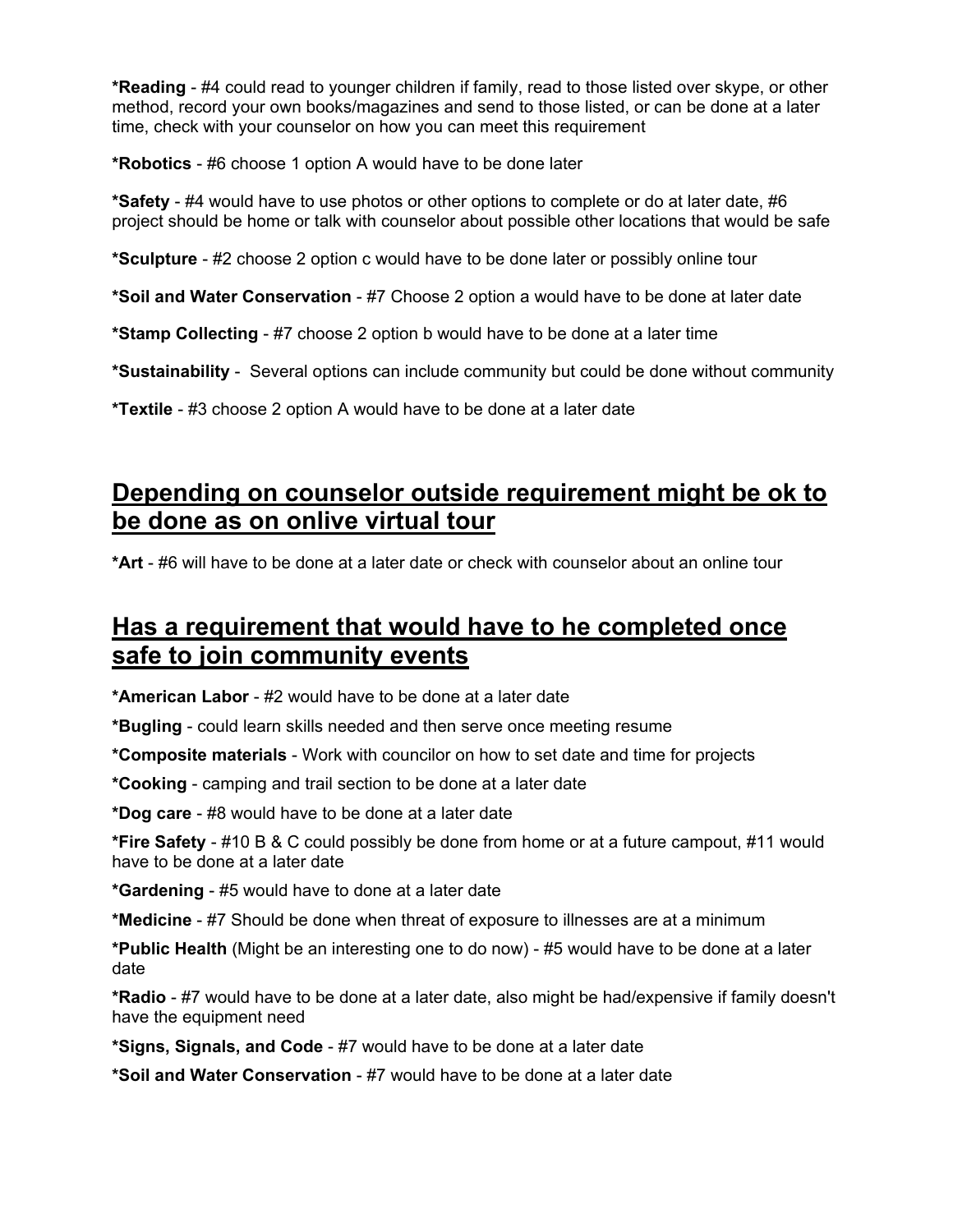**\*Reading** - #4 could read to younger children if family, read to those listed over skype, or other method, record your own books/magazines and send to those listed, or can be done at a later time, check with your counselor on how you can meet this requirement

**\*Robotics** - #6 choose 1 option A would have to be done later

**\*Safety** - #4 would have to use photos or other options to complete or do at later date, #6 project should be home or talk with counselor about possible other locations that would be safe

**\*Sculpture** - #2 choose 2 option c would have to be done later or possibly online tour

**\*Soil and Water Conservation** - #7 Choose 2 option a would have to be done at later date

**\*Stamp Collecting** - #7 choose 2 option b would have to be done at a later time

**\*Sustainability** - Several options can include community but could be done without community

**\*Textile** - #3 choose 2 option A would have to be done at a later date

## <u>Depending on counselor outside requirement might be ok to be done as on onlive virtual tour</u>

**\*Art** - #6 will have to be done at a later date or check with counselor about an online tour

## <u>Has a requirement that would have to he completed once safe to join community events</u>

**\*American Labor** - #2 would have to be done at a later date

**\*Bugling** - could learn skills needed and then serve once meeting resume

**\*Composite materials** - Work with councilor on how to set date and time for projects

**\*Cooking** - camping and trail section to be done at a later date

**\*Dog care** - #8 would have to be done at a later date

**\*Fire Safety** - #10 B & C could possibly be done from home or at a future campout, #11 would have to be done at a later date

**\*Gardening** - #5 would have to done at a later date

**\*Medicine** - #7 Should be done when threat of exposure to illnesses are at a minimum

**\*Public Health** (Might be an interesting one to do now) - #5 would have to be done at a later date

**\*Radio** - #7 would have to be done at a later date, also might be had/expensive if family doesn't have the equipment need

**\*Signs, Signals, and Code** - #7 would have to be done at a later date

**\*Soil and Water Conservation** - #7 would have to be done at a later date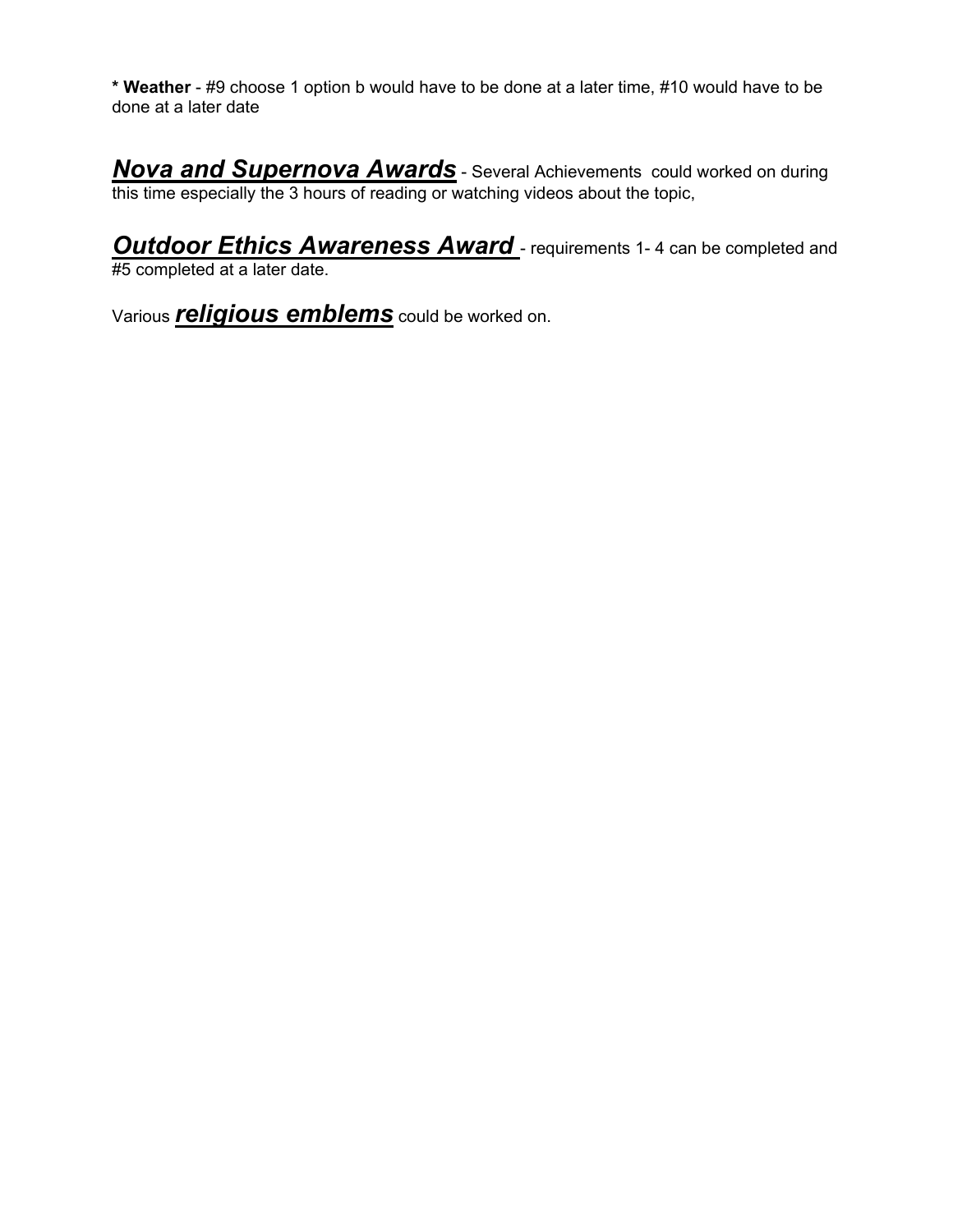**\* Weather** - #9 choose 1 option b would have to be done at a later time, #10 would have to be done at a later date

***<u>Nova and Supernova Awards</u>*** - Several Achievements could worked on during this time especially the 3 hours of reading or watching videos about the topic,

***<u>Outdoor Ethics Awareness Award</u>*** - requirements 1- 4 can be completed and #5 completed at a later date.

Various ***<u>religious emblems</u>*** could be worked on.